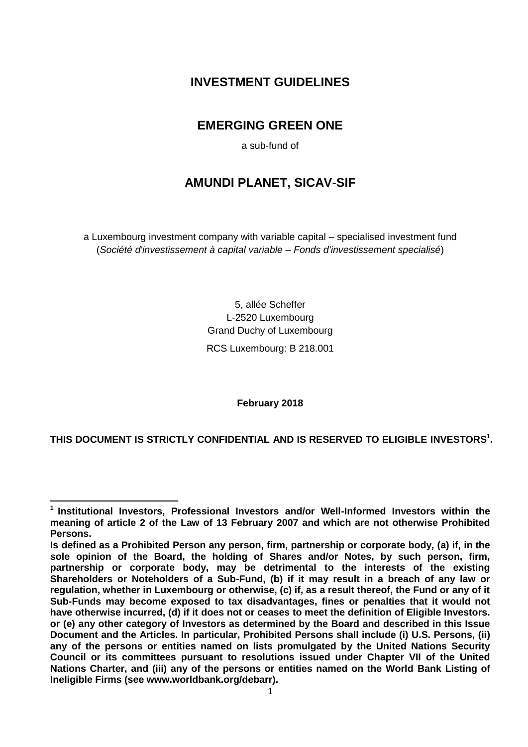# INVESTMENT GUIDELINES

## EMERGING GREEN ONE

a sub-fund of

## AMUNDI PLANET, SICAV-SIF

a Luxembourg investment company with variable capital – specialised investment fund
(*Société d'investissement à capital variable – Fonds d'investissement specialisé*)

5, allée Scheffer
L-2520 Luxembourg
Grand Duchy of Luxembourg

RCS Luxembourg: B 218.001

**February 2018**

**THIS DOCUMENT IS STRICTLY CONFIDENTIAL AND IS RESERVED TO ELIGIBLE INVESTORS[1].**

---

**[1] Institutional Investors, Professional Investors and/or Well-Informed Investors within the meaning of article 2 of the Law of 13 February 2007 and which are not otherwise Prohibited Persons.**

**Is defined as a Prohibited Person any person, firm, partnership or corporate body, (a) if, in the sole opinion of the Board, the holding of Shares and/or Notes, by such person, firm, partnership or corporate body, may be detrimental to the interests of the existing Shareholders or Noteholders of a Sub-Fund, (b) if it may result in a breach of any law or regulation, whether in Luxembourg or otherwise, (c) if, as a result thereof, the Fund or any of it Sub-Funds may become exposed to tax disadvantages, fines or penalties that it would not have otherwise incurred, (d) if it does not or ceases to meet the definition of Eligible Investors. or (e) any other category of Investors as determined by the Board and described in this Issue Document and the Articles. In particular, Prohibited Persons shall include (i) U.S. Persons, (ii) any of the persons or entities named on lists promulgated by the United Nations Security Council or its committees pursuant to resolutions issued under Chapter VII of the United Nations Charter, and (iii) any of the persons or entities named on the World Bank Listing of Ineligible Firms (see www.worldbank.org/debarr).**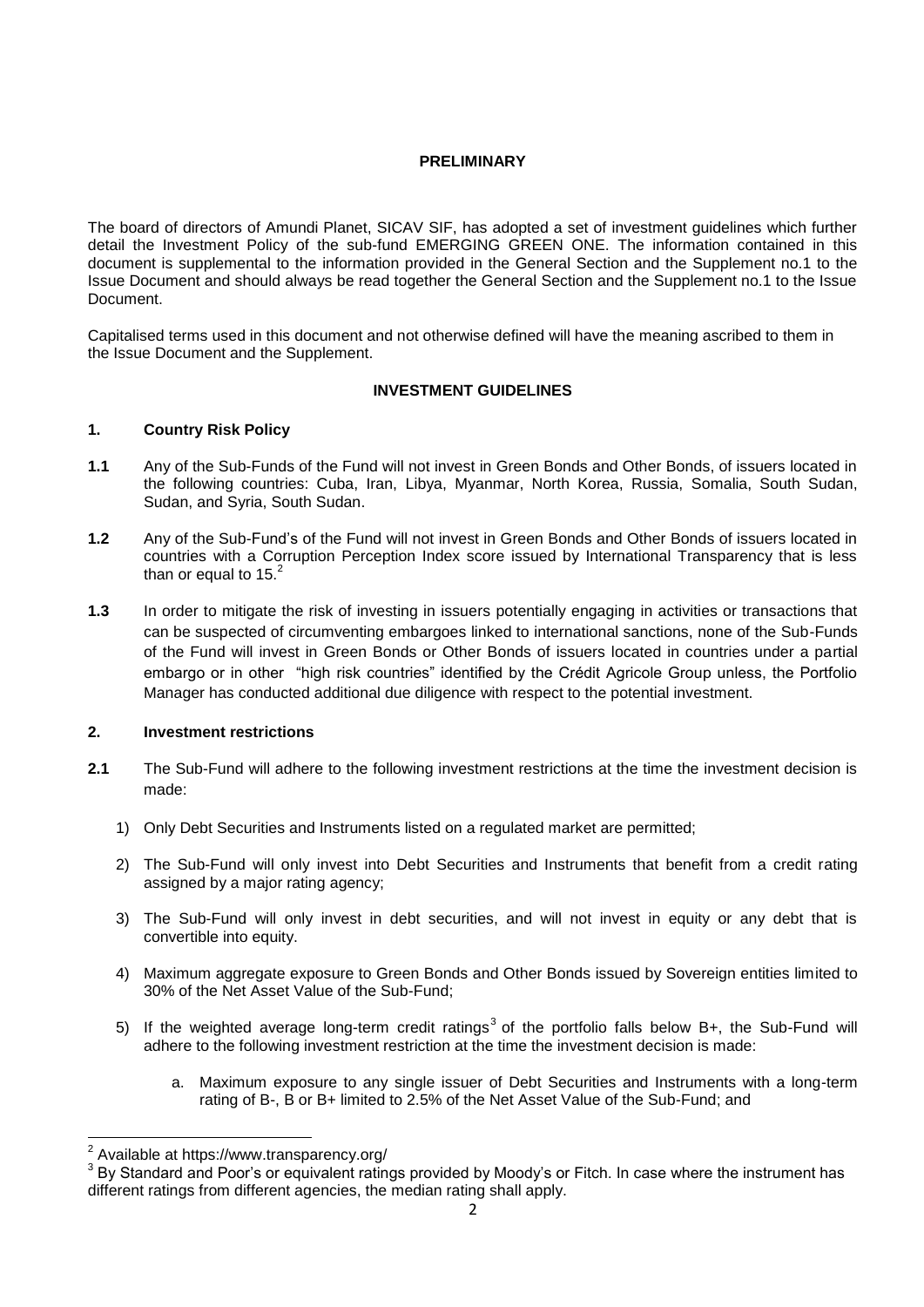**PRELIMINARY**

The board of directors of Amundi Planet, SICAV SIF, has adopted a set of investment guidelines which further detail the Investment Policy of the sub-fund EMERGING GREEN ONE. The information contained in this document is supplemental to the information provided in the General Section and the Supplement no.1 to the Issue Document and should always be read together the General Section and the Supplement no.1 to the Issue Document.

Capitalised terms used in this document and not otherwise defined will have the meaning ascribed to them in the Issue Document and the Supplement.

**INVESTMENT GUIDELINES**

**1. Country Risk Policy**

**1.1** Any of the Sub-Funds of the Fund will not invest in Green Bonds and Other Bonds, of issuers located in the following countries: Cuba, Iran, Libya, Myanmar, North Korea, Russia, Somalia, South Sudan, Sudan, and Syria, South Sudan.

**1.2** Any of the Sub-Fund's of the Fund will not invest in Green Bonds and Other Bonds of issuers located in countries with a Corruption Perception Index score issued by International Transparency that is less than or equal to 15.[2]

**1.3** In order to mitigate the risk of investing in issuers potentially engaging in activities or transactions that can be suspected of circumventing embargoes linked to international sanctions, none of the Sub-Funds of the Fund will invest in Green Bonds or Other Bonds of issuers located in countries under a partial embargo or in other "high risk countries" identified by the Crédit Agricole Group unless, the Portfolio Manager has conducted additional due diligence with respect to the potential investment.

**2. Investment restrictions**

**2.1** The Sub-Fund will adhere to the following investment restrictions at the time the investment decision is made:

1) Only Debt Securities and Instruments listed on a regulated market are permitted;

2) The Sub-Fund will only invest into Debt Securities and Instruments that benefit from a credit rating assigned by a major rating agency;

3) The Sub-Fund will only invest in debt securities, and will not invest in equity or any debt that is convertible into equity.

4) Maximum aggregate exposure to Green Bonds and Other Bonds issued by Sovereign entities limited to 30% of the Net Asset Value of the Sub-Fund;

5) If the weighted average long-term credit ratings[3] of the portfolio falls below B+, the Sub-Fund will adhere to the following investment restriction at the time the investment decision is made:

   a. Maximum exposure to any single issuer of Debt Securities and Instruments with a long-term rating of B-, B or B+ limited to 2.5% of the Net Asset Value of the Sub-Fund; and

---

[2] Available at https://www.transparency.org/

[3] By Standard and Poor's or equivalent ratings provided by Moody's or Fitch. In case where the instrument has different ratings from different agencies, the median rating shall apply.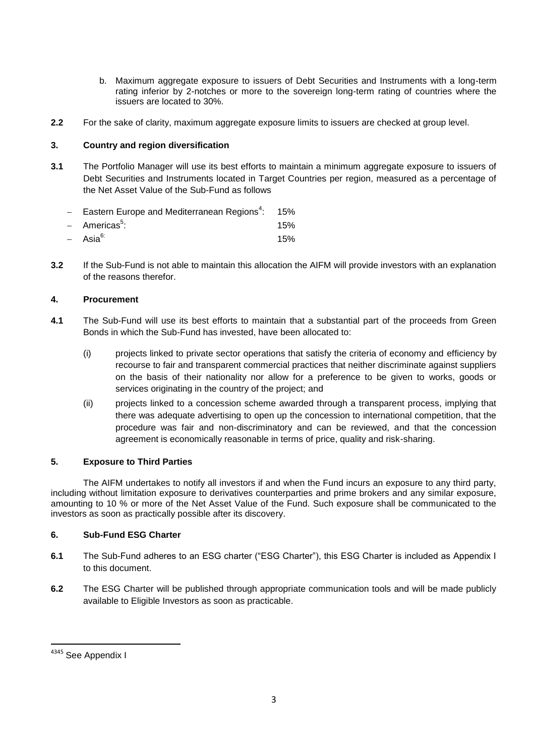b. Maximum aggregate exposure to issuers of Debt Securities and Instruments with a long-term rating inferior by 2-notches or more to the sovereign long-term rating of countries where the issuers are located to 30%.

**2.2** For the sake of clarity, maximum aggregate exposure limits to issuers are checked at group level.

### 3. Country and region diversification

**3.1** The Portfolio Manager will use its best efforts to maintain a minimum aggregate exposure to issuers of Debt Securities and Instruments located in Target Countries per region, measured as a percentage of the Net Asset Value of the Sub-Fund as follows

- Eastern Europe and Mediterranean Regions[4]: 15%
- Americas[5]: 15%
- Asia[6]: 15%

**3.2** If the Sub-Fund is not able to maintain this allocation the AIFM will provide investors with an explanation of the reasons therefor.

### 4. Procurement

**4.1** The Sub-Fund will use its best efforts to maintain that a substantial part of the proceeds from Green Bonds in which the Sub-Fund has invested, have been allocated to:

(i) projects linked to private sector operations that satisfy the criteria of economy and efficiency by recourse to fair and transparent commercial practices that neither discriminate against suppliers on the basis of their nationality nor allow for a preference to be given to works, goods or services originating in the country of the project; and

(ii) projects linked to a concession scheme awarded through a transparent process, implying that there was adequate advertising to open up the concession to international competition, that the procedure was fair and non-discriminatory and can be reviewed, and that the concession agreement is economically reasonable in terms of price, quality and risk-sharing.

### 5. Exposure to Third Parties

The AIFM undertakes to notify all investors if and when the Fund incurs an exposure to any third party, including without limitation exposure to derivatives counterparties and prime brokers and any similar exposure, amounting to 10 % or more of the Net Asset Value of the Fund. Such exposure shall be communicated to the investors as soon as practically possible after its discovery.

### 6. Sub-Fund ESG Charter

**6.1** The Sub-Fund adheres to an ESG charter ("ESG Charter"), this ESG Charter is included as Appendix I to this document.

**6.2** The ESG Charter will be published through appropriate communication tools and will be made publicly available to Eligible Investors as soon as practicable.

---

[4345] See Appendix I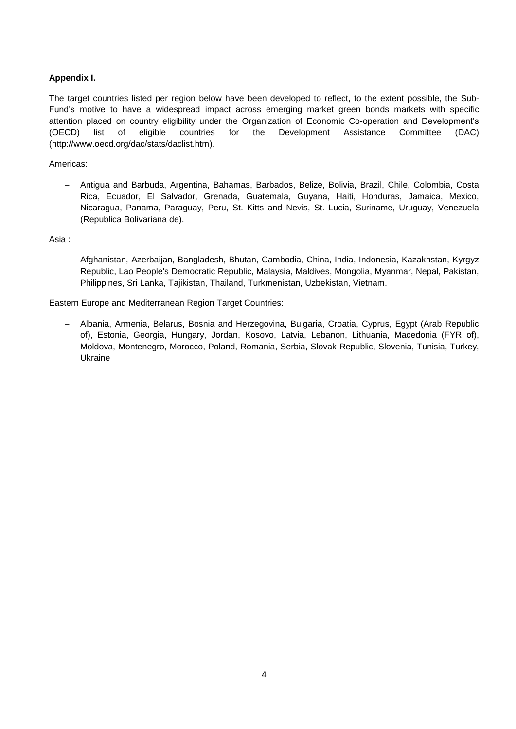**Appendix I.**

The target countries listed per region below have been developed to reflect, to the extent possible, the Sub-Fund's motive to have a widespread impact across emerging market green bonds markets with specific attention placed on country eligibility under the Organization of Economic Co-operation and Development's (OECD) list of eligible countries for the Development Assistance Committee (DAC) (http://www.oecd.org/dac/stats/daclist.htm).

Americas:

- Antigua and Barbuda, Argentina, Bahamas, Barbados, Belize, Bolivia, Brazil, Chile, Colombia, Costa Rica, Ecuador, El Salvador, Grenada, Guatemala, Guyana, Haiti, Honduras, Jamaica, Mexico, Nicaragua, Panama, Paraguay, Peru, St. Kitts and Nevis, St. Lucia, Suriname, Uruguay, Venezuela (Republica Bolivariana de).

Asia :

- Afghanistan, Azerbaijan, Bangladesh, Bhutan, Cambodia, China, India, Indonesia, Kazakhstan, Kyrgyz Republic, Lao People's Democratic Republic, Malaysia, Maldives, Mongolia, Myanmar, Nepal, Pakistan, Philippines, Sri Lanka, Tajikistan, Thailand, Turkmenistan, Uzbekistan, Vietnam.

Eastern Europe and Mediterranean Region Target Countries:

- Albania, Armenia, Belarus, Bosnia and Herzegovina, Bulgaria, Croatia, Cyprus, Egypt (Arab Republic of), Estonia, Georgia, Hungary, Jordan, Kosovo, Latvia, Lebanon, Lithuania, Macedonia (FYR of), Moldova, Montenegro, Morocco, Poland, Romania, Serbia, Slovak Republic, Slovenia, Tunisia, Turkey, Ukraine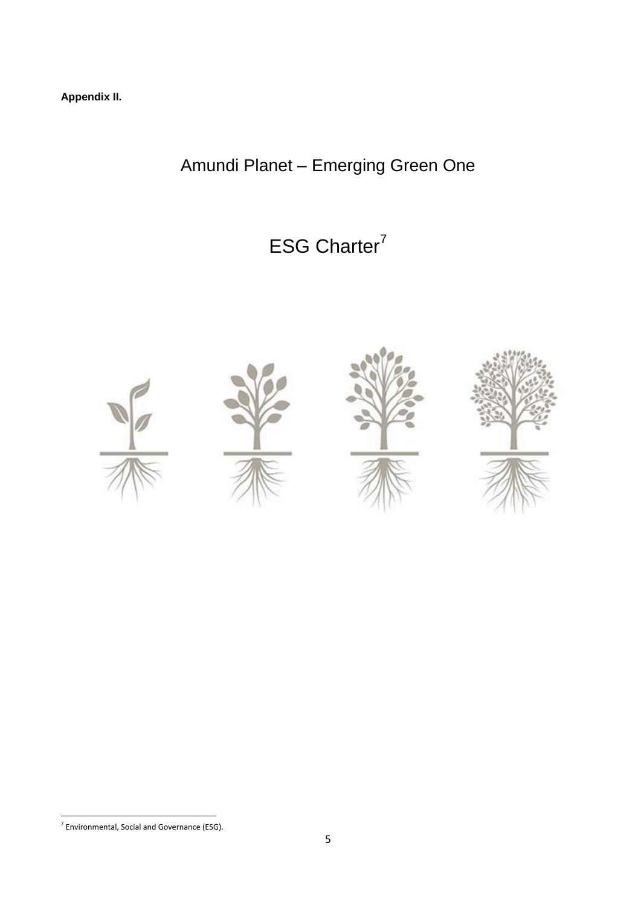**Appendix II.**

# Amundi Planet – Emerging Green One

# ESG Charter[7]

[7] Environmental, Social and Governance (ESG).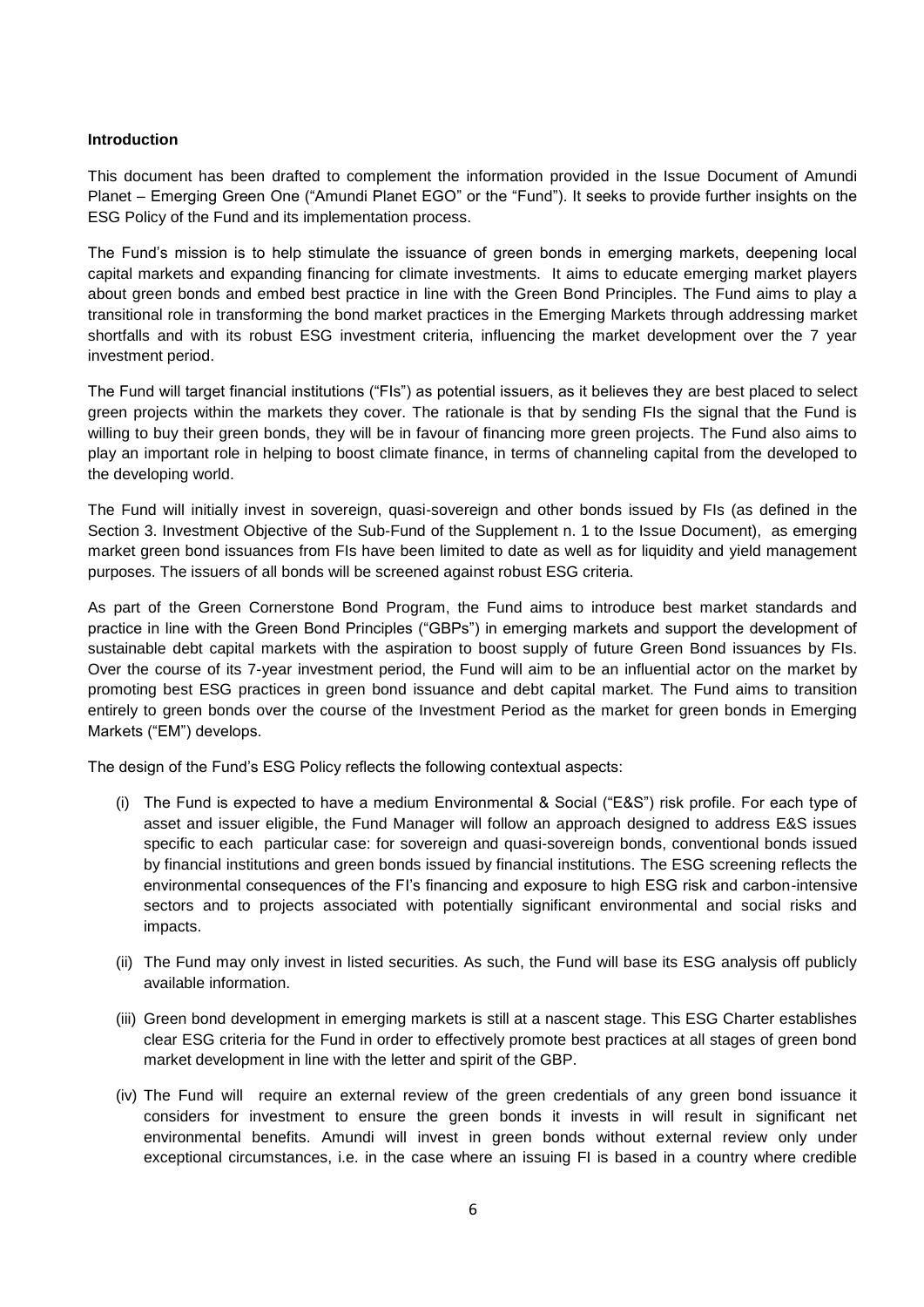**Introduction**

This document has been drafted to complement the information provided in the Issue Document of Amundi Planet – Emerging Green One ("Amundi Planet EGO" or the "Fund"). It seeks to provide further insights on the ESG Policy of the Fund and its implementation process.

The Fund's mission is to help stimulate the issuance of green bonds in emerging markets, deepening local capital markets and expanding financing for climate investments. It aims to educate emerging market players about green bonds and embed best practice in line with the Green Bond Principles. The Fund aims to play a transitional role in transforming the bond market practices in the Emerging Markets through addressing market shortfalls and with its robust ESG investment criteria, influencing the market development over the 7 year investment period.

The Fund will target financial institutions ("FIs") as potential issuers, as it believes they are best placed to select green projects within the markets they cover. The rationale is that by sending FIs the signal that the Fund is willing to buy their green bonds, they will be in favour of financing more green projects. The Fund also aims to play an important role in helping to boost climate finance, in terms of channeling capital from the developed to the developing world.

The Fund will initially invest in sovereign, quasi-sovereign and other bonds issued by FIs (as defined in the Section 3. Investment Objective of the Sub-Fund of the Supplement n. 1 to the Issue Document), as emerging market green bond issuances from FIs have been limited to date as well as for liquidity and yield management purposes. The issuers of all bonds will be screened against robust ESG criteria.

As part of the Green Cornerstone Bond Program, the Fund aims to introduce best market standards and practice in line with the Green Bond Principles ("GBPs") in emerging markets and support the development of sustainable debt capital markets with the aspiration to boost supply of future Green Bond issuances by FIs. Over the course of its 7-year investment period, the Fund will aim to be an influential actor on the market by promoting best ESG practices in green bond issuance and debt capital market. The Fund aims to transition entirely to green bonds over the course of the Investment Period as the market for green bonds in Emerging Markets ("EM") develops.

The design of the Fund's ESG Policy reflects the following contextual aspects:

(i) The Fund is expected to have a medium Environmental & Social ("E&S") risk profile. For each type of asset and issuer eligible, the Fund Manager will follow an approach designed to address E&S issues specific to each particular case: for sovereign and quasi-sovereign bonds, conventional bonds issued by financial institutions and green bonds issued by financial institutions. The ESG screening reflects the environmental consequences of the FI's financing and exposure to high ESG risk and carbon-intensive sectors and to projects associated with potentially significant environmental and social risks and impacts.

(ii) The Fund may only invest in listed securities. As such, the Fund will base its ESG analysis off publicly available information.

(iii) Green bond development in emerging markets is still at a nascent stage. This ESG Charter establishes clear ESG criteria for the Fund in order to effectively promote best practices at all stages of green bond market development in line with the letter and spirit of the GBP.

(iv) The Fund will require an external review of the green credentials of any green bond issuance it considers for investment to ensure the green bonds it invests in will result in significant net environmental benefits. Amundi will invest in green bonds without external review only under exceptional circumstances, i.e. in the case where an issuing FI is based in a country where credible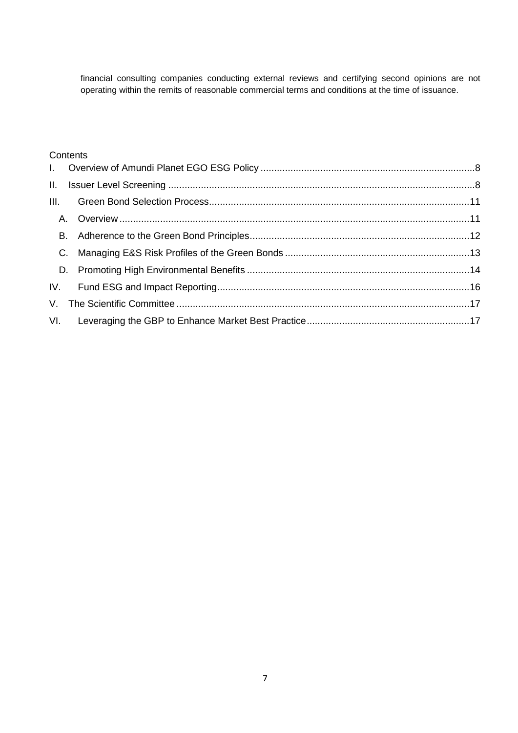financial consulting companies conducting external reviews and certifying second opinions are not operating within the remits of reasonable commercial terms and conditions at the time of issuance.

Contents

I. Overview of Amundi Planet EGO ESG Policy .....8

II. Issuer Level Screening .....8

III. Green Bond Selection Process .....11

- A. Overview .....11
- B. Adherence to the Green Bond Principles .....12
- C. Managing E&S Risk Profiles of the Green Bonds .....13
- D. Promoting High Environmental Benefits .....14

IV. Fund ESG and Impact Reporting .....16

V. The Scientific Committee .....17

VI. Leveraging the GBP to Enhance Market Best Practice .....17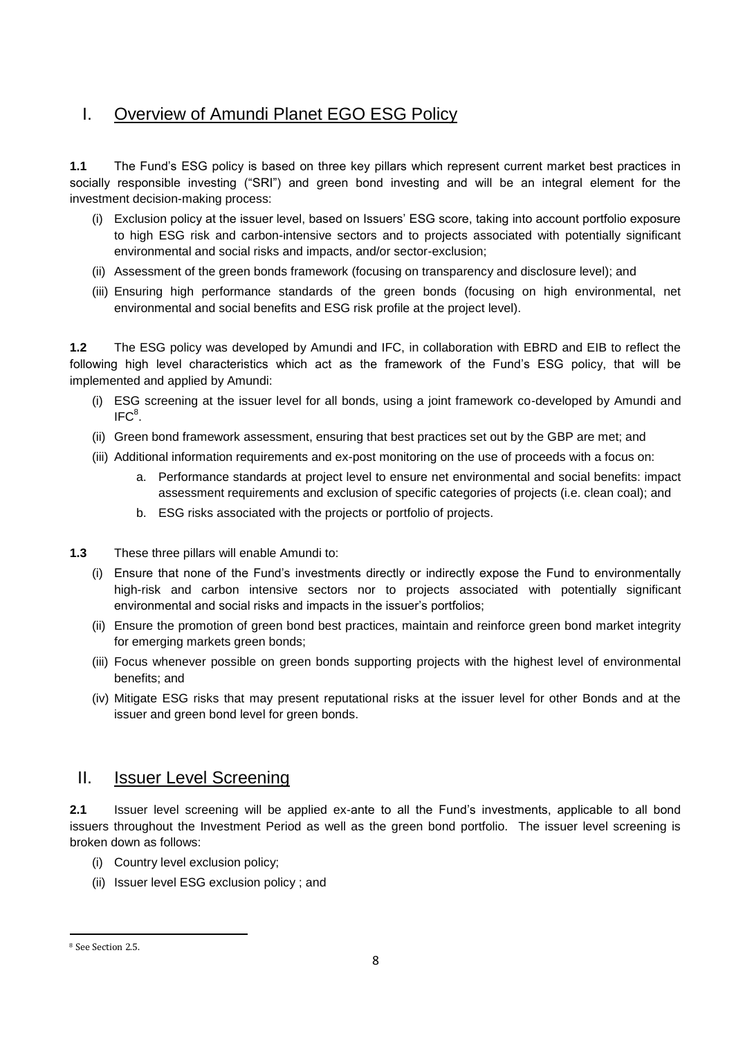## I. Overview of Amundi Planet EGO ESG Policy

**1.1** The Fund's ESG policy is based on three key pillars which represent current market best practices in socially responsible investing ("SRI") and green bond investing and will be an integral element for the investment decision-making process:

(i) Exclusion policy at the issuer level, based on Issuers' ESG score, taking into account portfolio exposure to high ESG risk and carbon-intensive sectors and to projects associated with potentially significant environmental and social risks and impacts, and/or sector-exclusion;

(ii) Assessment of the green bonds framework (focusing on transparency and disclosure level); and

(iii) Ensuring high performance standards of the green bonds (focusing on high environmental, net environmental and social benefits and ESG risk profile at the project level).

**1.2** The ESG policy was developed by Amundi and IFC, in collaboration with EBRD and EIB to reflect the following high level characteristics which act as the framework of the Fund's ESG policy, that will be implemented and applied by Amundi:

(i) ESG screening at the issuer level for all bonds, using a joint framework co-developed by Amundi and IFC[8].

(ii) Green bond framework assessment, ensuring that best practices set out by the GBP are met; and

(iii) Additional information requirements and ex-post monitoring on the use of proceeds with a focus on:

   a. Performance standards at project level to ensure net environmental and social benefits: impact assessment requirements and exclusion of specific categories of projects (i.e. clean coal); and

   b. ESG risks associated with the projects or portfolio of projects.

**1.3** These three pillars will enable Amundi to:

(i) Ensure that none of the Fund's investments directly or indirectly expose the Fund to environmentally high-risk and carbon intensive sectors nor to projects associated with potentially significant environmental and social risks and impacts in the issuer's portfolios;

(ii) Ensure the promotion of green bond best practices, maintain and reinforce green bond market integrity for emerging markets green bonds;

(iii) Focus whenever possible on green bonds supporting projects with the highest level of environmental benefits; and

(iv) Mitigate ESG risks that may present reputational risks at the issuer level for other Bonds and at the issuer and green bond level for green bonds.

## II. Issuer Level Screening

**2.1** Issuer level screening will be applied ex-ante to all the Fund's investments, applicable to all bond issuers throughout the Investment Period as well as the green bond portfolio. The issuer level screening is broken down as follows:

(i) Country level exclusion policy;

(ii) Issuer level ESG exclusion policy ; and

---

[8] See Section 2.5.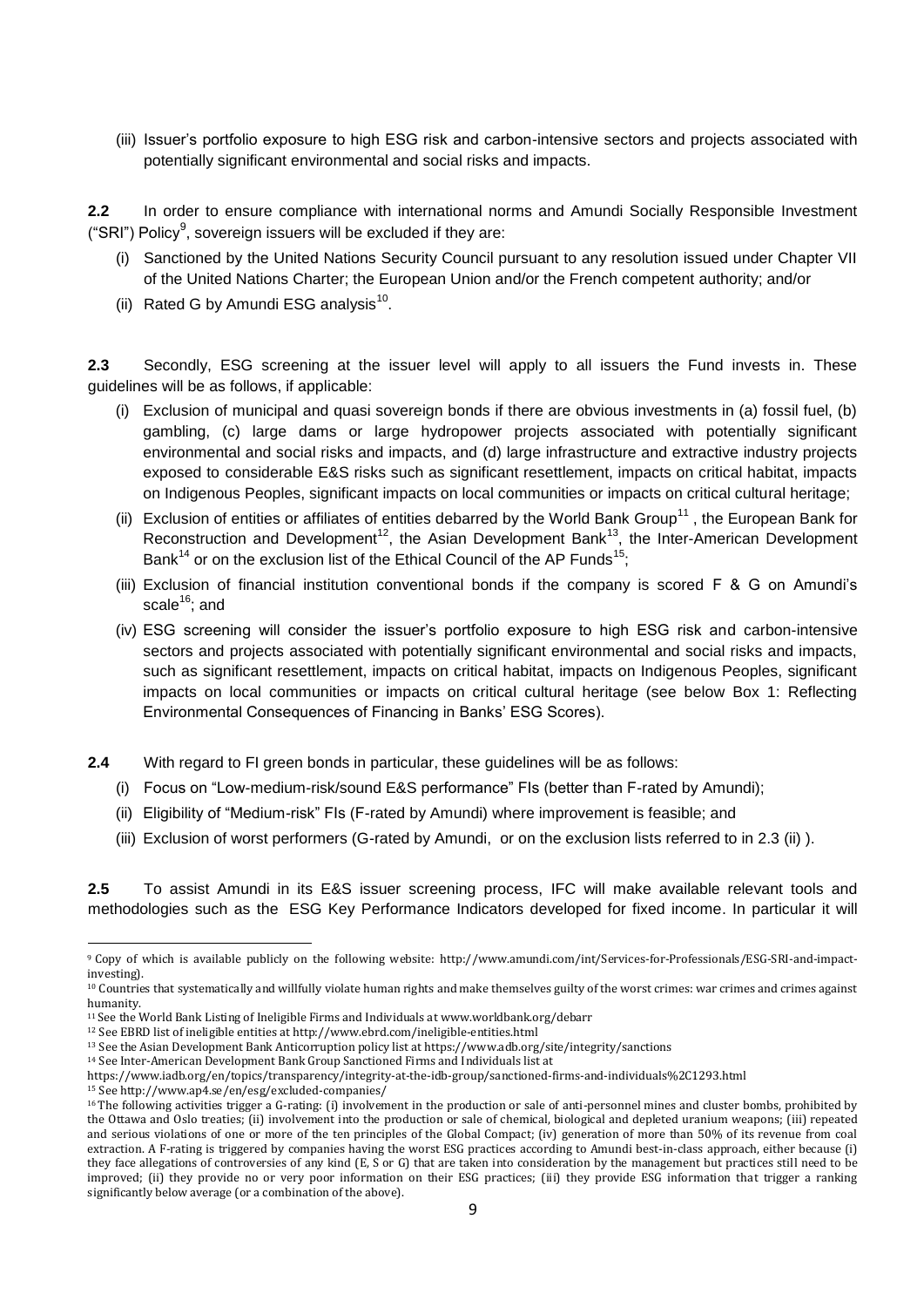(iii) Issuer's portfolio exposure to high ESG risk and carbon-intensive sectors and projects associated with potentially significant environmental and social risks and impacts.

**2.2** In order to ensure compliance with international norms and Amundi Socially Responsible Investment ("SRI") Policy[9], sovereign issuers will be excluded if they are:

(i) Sanctioned by the United Nations Security Council pursuant to any resolution issued under Chapter VII of the United Nations Charter; the European Union and/or the French competent authority; and/or

(ii) Rated G by Amundi ESG analysis[10].

**2.3** Secondly, ESG screening at the issuer level will apply to all issuers the Fund invests in. These guidelines will be as follows, if applicable:

(i) Exclusion of municipal and quasi sovereign bonds if there are obvious investments in (a) fossil fuel, (b) gambling, (c) large dams or large hydropower projects associated with potentially significant environmental and social risks and impacts, and (d) large infrastructure and extractive industry projects exposed to considerable E&S risks such as significant resettlement, impacts on critical habitat, impacts on Indigenous Peoples, significant impacts on local communities or impacts on critical cultural heritage;

(ii) Exclusion of entities or affiliates of entities debarred by the World Bank Group[11], the European Bank for Reconstruction and Development[12], the Asian Development Bank[13], the Inter-American Development Bank[14] or on the exclusion list of the Ethical Council of the AP Funds[15];

(iii) Exclusion of financial institution conventional bonds if the company is scored F & G on Amundi's scale[16]; and

(iv) ESG screening will consider the issuer's portfolio exposure to high ESG risk and carbon-intensive sectors and projects associated with potentially significant environmental and social risks and impacts, such as significant resettlement, impacts on critical habitat, impacts on Indigenous Peoples, significant impacts on local communities or impacts on critical cultural heritage (see below Box 1: Reflecting Environmental Consequences of Financing in Banks' ESG Scores).

**2.4** With regard to FI green bonds in particular, these guidelines will be as follows:

(i) Focus on "Low-medium-risk/sound E&S performance" FIs (better than F-rated by Amundi);

(ii) Eligibility of "Medium-risk" FIs (F-rated by Amundi) where improvement is feasible; and

(iii) Exclusion of worst performers (G-rated by Amundi, or on the exclusion lists referred to in 2.3 (ii) ).

**2.5** To assist Amundi in its E&S issuer screening process, IFC will make available relevant tools and methodologies such as the ESG Key Performance Indicators developed for fixed income. In particular it will

---

[9] Copy of which is available publicly on the following website: http://www.amundi.com/int/Services-for-Professionals/ESG-SRI-and-impact-investing).

[10] Countries that systematically and willfully violate human rights and make themselves guilty of the worst crimes: war crimes and crimes against humanity.

[11] See the World Bank Listing of Ineligible Firms and Individuals at www.worldbank.org/debarr

[12] See EBRD list of ineligible entities at http://www.ebrd.com/ineligible-entities.html

[13] See the Asian Development Bank Anticorruption policy list at https://www.adb.org/site/integrity/sanctions

[14] See Inter-American Development Bank Group Sanctioned Firms and Individuals list at https://www.iadb.org/en/topics/transparency/integrity-at-the-idb-group/sanctioned-firms-and-individuals%2C1293.html

[15] See http://www.ap4.se/en/esg/excluded-companies/

[16] The following activities trigger a G-rating: (i) involvement in the production or sale of anti-personnel mines and cluster bombs, prohibited by the Ottawa and Oslo treaties; (ii) involvement into the production or sale of chemical, biological and depleted uranium weapons; (iii) repeated and serious violations of one or more of the ten principles of the Global Compact; (iv) generation of more than 50% of its revenue from coal extraction. A F-rating is triggered by companies having the worst ESG practices according to Amundi best-in-class approach, either because (i) they face allegations of controversies of any kind (E, S or G) that are taken into consideration by the management but practices still need to be improved; (ii) they provide no or very poor information on their ESG practices; (iii) they provide ESG information that trigger a ranking significantly below average (or a combination of the above).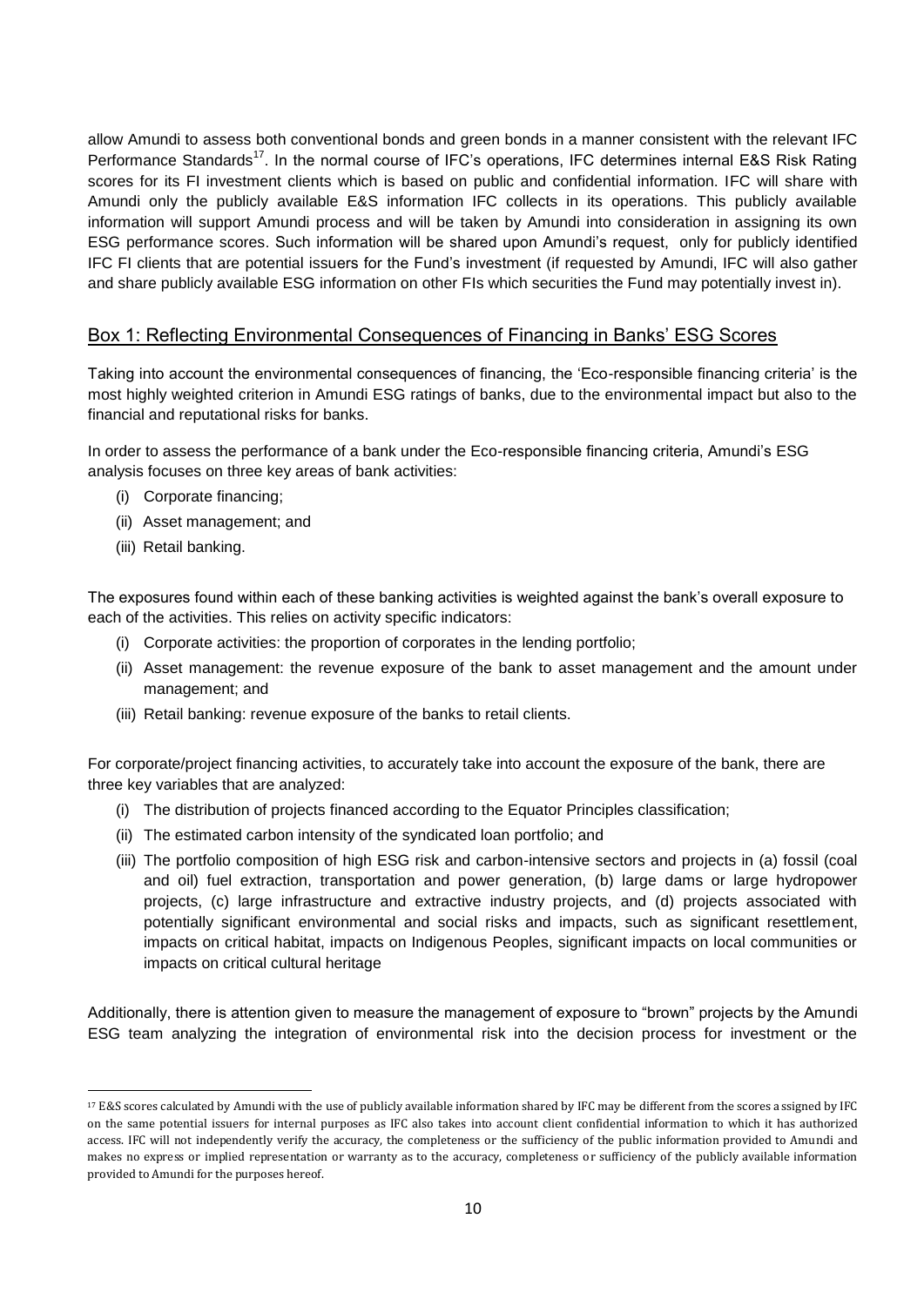allow Amundi to assess both conventional bonds and green bonds in a manner consistent with the relevant IFC Performance Standards[17]. In the normal course of IFC's operations, IFC determines internal E&S Risk Rating scores for its FI investment clients which is based on public and confidential information. IFC will share with Amundi only the publicly available E&S information IFC collects in its operations. This publicly available information will support Amundi process and will be taken by Amundi into consideration in assigning its own ESG performance scores. Such information will be shared upon Amundi's request, only for publicly identified IFC FI clients that are potential issuers for the Fund's investment (if requested by Amundi, IFC will also gather and share publicly available ESG information on other FIs which securities the Fund may potentially invest in).

## Box 1: Reflecting Environmental Consequences of Financing in Banks' ESG Scores

Taking into account the environmental consequences of financing, the 'Eco-responsible financing criteria' is the most highly weighted criterion in Amundi ESG ratings of banks, due to the environmental impact but also to the financial and reputational risks for banks.

In order to assess the performance of a bank under the Eco-responsible financing criteria, Amundi's ESG analysis focuses on three key areas of bank activities:

- (i) Corporate financing;
- (ii) Asset management; and
- (iii) Retail banking.

The exposures found within each of these banking activities is weighted against the bank's overall exposure to each of the activities. This relies on activity specific indicators:

- (i) Corporate activities: the proportion of corporates in the lending portfolio;
- (ii) Asset management: the revenue exposure of the bank to asset management and the amount under management; and
- (iii) Retail banking: revenue exposure of the banks to retail clients.

For corporate/project financing activities, to accurately take into account the exposure of the bank, there are three key variables that are analyzed:

- (i) The distribution of projects financed according to the Equator Principles classification;
- (ii) The estimated carbon intensity of the syndicated loan portfolio; and
- (iii) The portfolio composition of high ESG risk and carbon-intensive sectors and projects in (a) fossil (coal and oil) fuel extraction, transportation and power generation, (b) large dams or large hydropower projects, (c) large infrastructure and extractive industry projects, and (d) projects associated with potentially significant environmental and social risks and impacts, such as significant resettlement, impacts on critical habitat, impacts on Indigenous Peoples, significant impacts on local communities or impacts on critical cultural heritage

Additionally, there is attention given to measure the management of exposure to "brown" projects by the Amundi ESG team analyzing the integration of environmental risk into the decision process for investment or the

[17] E&S scores calculated by Amundi with the use of publicly available information shared by IFC may be different from the scores assigned by IFC on the same potential issuers for internal purposes as IFC also takes into account client confidential information to which it has authorized access. IFC will not independently verify the accuracy, the completeness or the sufficiency of the public information provided to Amundi and makes no express or implied representation or warranty as to the accuracy, completeness or sufficiency of the publicly available information provided to Amundi for the purposes hereof.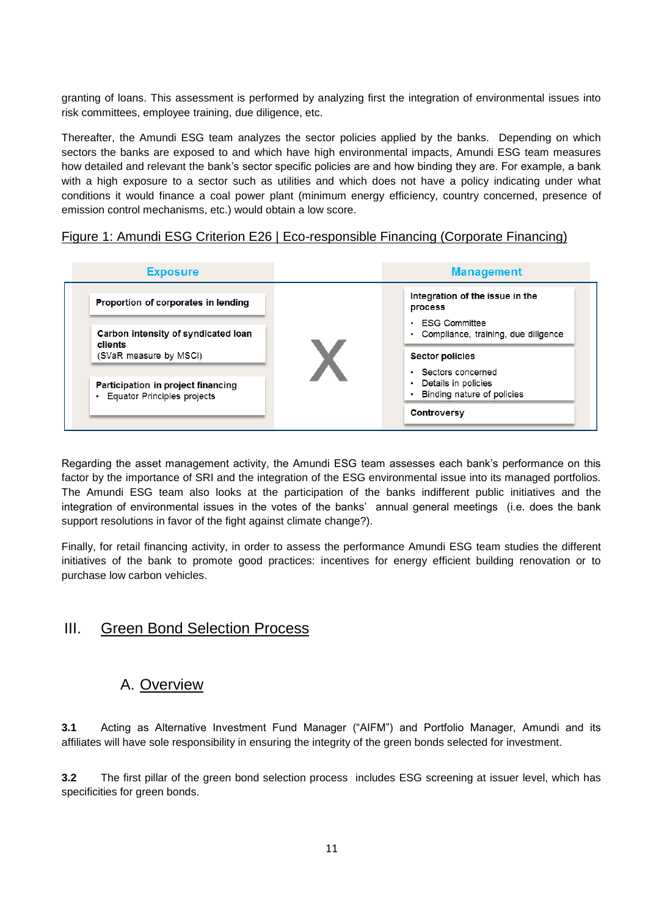granting of loans. This assessment is performed by analyzing first the integration of environmental issues into risk committees, employee training, due diligence, etc.

Thereafter, the Amundi ESG team analyzes the sector policies applied by the banks. Depending on which sectors the banks are exposed to and which have high environmental impacts, Amundi ESG team measures how detailed and relevant the bank's sector specific policies are and how binding they are. For example, a bank with a high exposure to a sector such as utilities and which does not have a policy indicating under what conditions it would finance a coal power plant (minimum energy efficiency, country concerned, presence of emission control mechanisms, etc.) would obtain a low score.

Figure 1: Amundi ESG Criterion E26 | Eco-responsible Financing (Corporate Financing)

| Exposure | | Management |
|---|---|---|
| **Proportion of corporates in lending** | X | **Integration of the issue in the process**<br>• ESG Committee<br>• Compliance, training, due diligence |
| **Carbon intensity of syndicated loan clients**<br>(SVaR measure by MSCI) | | **Sector policies**<br>• Sectors concerned<br>• Details in policies<br>• Binding nature of policies |
| **Participation in project financing**<br>• Equator Principles projects | | **Controversy** |

Regarding the asset management activity, the Amundi ESG team assesses each bank's performance on this factor by the importance of SRI and the integration of the ESG environmental issue into its managed portfolios. The Amundi ESG team also looks at the participation of the banks indifferent public initiatives and the integration of environmental issues in the votes of the banks' annual general meetings (i.e. does the bank support resolutions in favor of the fight against climate change?).

Finally, for retail financing activity, in order to assess the performance Amundi ESG team studies the different initiatives of the bank to promote good practices: incentives for energy efficient building renovation or to purchase low carbon vehicles.

## III. Green Bond Selection Process

### A. Overview

**3.1** Acting as Alternative Investment Fund Manager ("AIFM") and Portfolio Manager, Amundi and its affiliates will have sole responsibility in ensuring the integrity of the green bonds selected for investment.

**3.2** The first pillar of the green bond selection process includes ESG screening at issuer level, which has specificities for green bonds.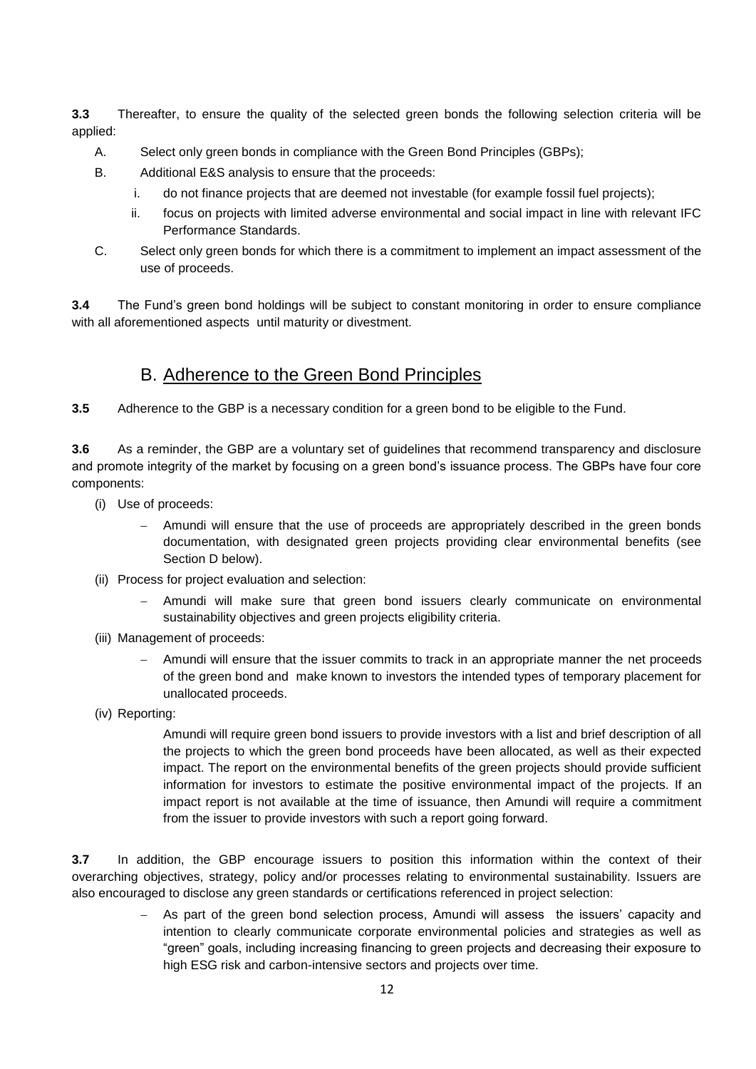**3.3** Thereafter, to ensure the quality of the selected green bonds the following selection criteria will be applied:

A. Select only green bonds in compliance with the Green Bond Principles (GBPs);

B. Additional E&S analysis to ensure that the proceeds:
   i. do not finance projects that are deemed not investable (for example fossil fuel projects);
   ii. focus on projects with limited adverse environmental and social impact in line with relevant IFC Performance Standards.

C. Select only green bonds for which there is a commitment to implement an impact assessment of the use of proceeds.

**3.4** The Fund's green bond holdings will be subject to constant monitoring in order to ensure compliance with all aforementioned aspects until maturity or divestment.

## B. Adherence to the Green Bond Principles

**3.5** Adherence to the GBP is a necessary condition for a green bond to be eligible to the Fund.

**3.6** As a reminder, the GBP are a voluntary set of guidelines that recommend transparency and disclosure and promote integrity of the market by focusing on a green bond's issuance process. The GBPs have four core components:

(i) Use of proceeds:
   - Amundi will ensure that the use of proceeds are appropriately described in the green bonds documentation, with designated green projects providing clear environmental benefits (see Section D below).

(ii) Process for project evaluation and selection:
   - Amundi will make sure that green bond issuers clearly communicate on environmental sustainability objectives and green projects eligibility criteria.

(iii) Management of proceeds:
   - Amundi will ensure that the issuer commits to track in an appropriate manner the net proceeds of the green bond and make known to investors the intended types of temporary placement for unallocated proceeds.

(iv) Reporting:

   Amundi will require green bond issuers to provide investors with a list and brief description of all the projects to which the green bond proceeds have been allocated, as well as their expected impact. The report on the environmental benefits of the green projects should provide sufficient information for investors to estimate the positive environmental impact of the projects. If an impact report is not available at the time of issuance, then Amundi will require a commitment from the issuer to provide investors with such a report going forward.

**3.7** In addition, the GBP encourage issuers to position this information within the context of their overarching objectives, strategy, policy and/or processes relating to environmental sustainability. Issuers are also encouraged to disclose any green standards or certifications referenced in project selection:

- As part of the green bond selection process, Amundi will assess the issuers' capacity and intention to clearly communicate corporate environmental policies and strategies as well as "green" goals, including increasing financing to green projects and decreasing their exposure to high ESG risk and carbon-intensive sectors and projects over time.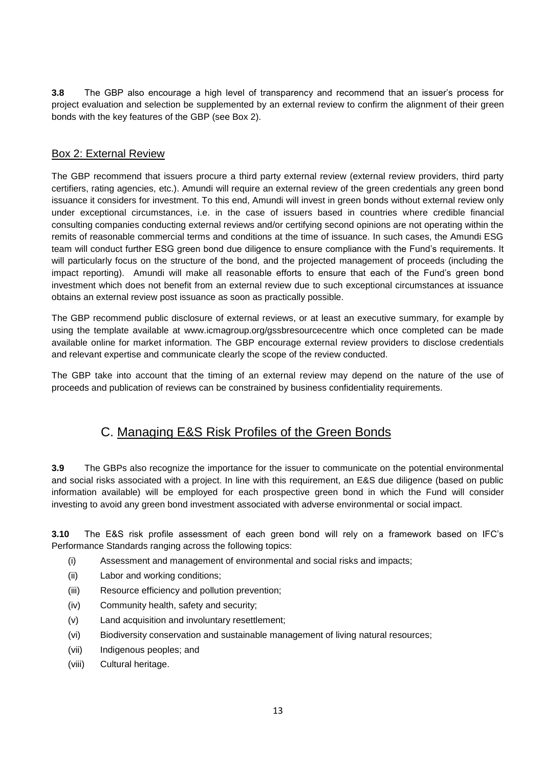**3.8** The GBP also encourage a high level of transparency and recommend that an issuer's process for project evaluation and selection be supplemented by an external review to confirm the alignment of their green bonds with the key features of the GBP (see Box 2).

### Box 2: External Review

The GBP recommend that issuers procure a third party external review (external review providers, third party certifiers, rating agencies, etc.). Amundi will require an external review of the green credentials any green bond issuance it considers for investment. To this end, Amundi will invest in green bonds without external review only under exceptional circumstances, i.e. in the case of issuers based in countries where credible financial consulting companies conducting external reviews and/or certifying second opinions are not operating within the remits of reasonable commercial terms and conditions at the time of issuance. In such cases, the Amundi ESG team will conduct further ESG green bond due diligence to ensure compliance with the Fund's requirements. It will particularly focus on the structure of the bond, and the projected management of proceeds (including the impact reporting). Amundi will make all reasonable efforts to ensure that each of the Fund's green bond investment which does not benefit from an external review due to such exceptional circumstances at issuance obtains an external review post issuance as soon as practically possible.

The GBP recommend public disclosure of external reviews, or at least an executive summary, for example by using the template available at www.icmagroup.org/gssbresourcecentre which once completed can be made available online for market information. The GBP encourage external review providers to disclose credentials and relevant expertise and communicate clearly the scope of the review conducted.

The GBP take into account that the timing of an external review may depend on the nature of the use of proceeds and publication of reviews can be constrained by business confidentiality requirements.

## C. Managing E&S Risk Profiles of the Green Bonds

**3.9** The GBPs also recognize the importance for the issuer to communicate on the potential environmental and social risks associated with a project. In line with this requirement, an E&S due diligence (based on public information available) will be employed for each prospective green bond in which the Fund will consider investing to avoid any green bond investment associated with adverse environmental or social impact.

**3.10** The E&S risk profile assessment of each green bond will rely on a framework based on IFC's Performance Standards ranging across the following topics:

- (i) Assessment and management of environmental and social risks and impacts;
- (ii) Labor and working conditions;
- (iii) Resource efficiency and pollution prevention;
- (iv) Community health, safety and security;
- (v) Land acquisition and involuntary resettlement;
- (vi) Biodiversity conservation and sustainable management of living natural resources;
- (vii) Indigenous peoples; and
- (viii) Cultural heritage.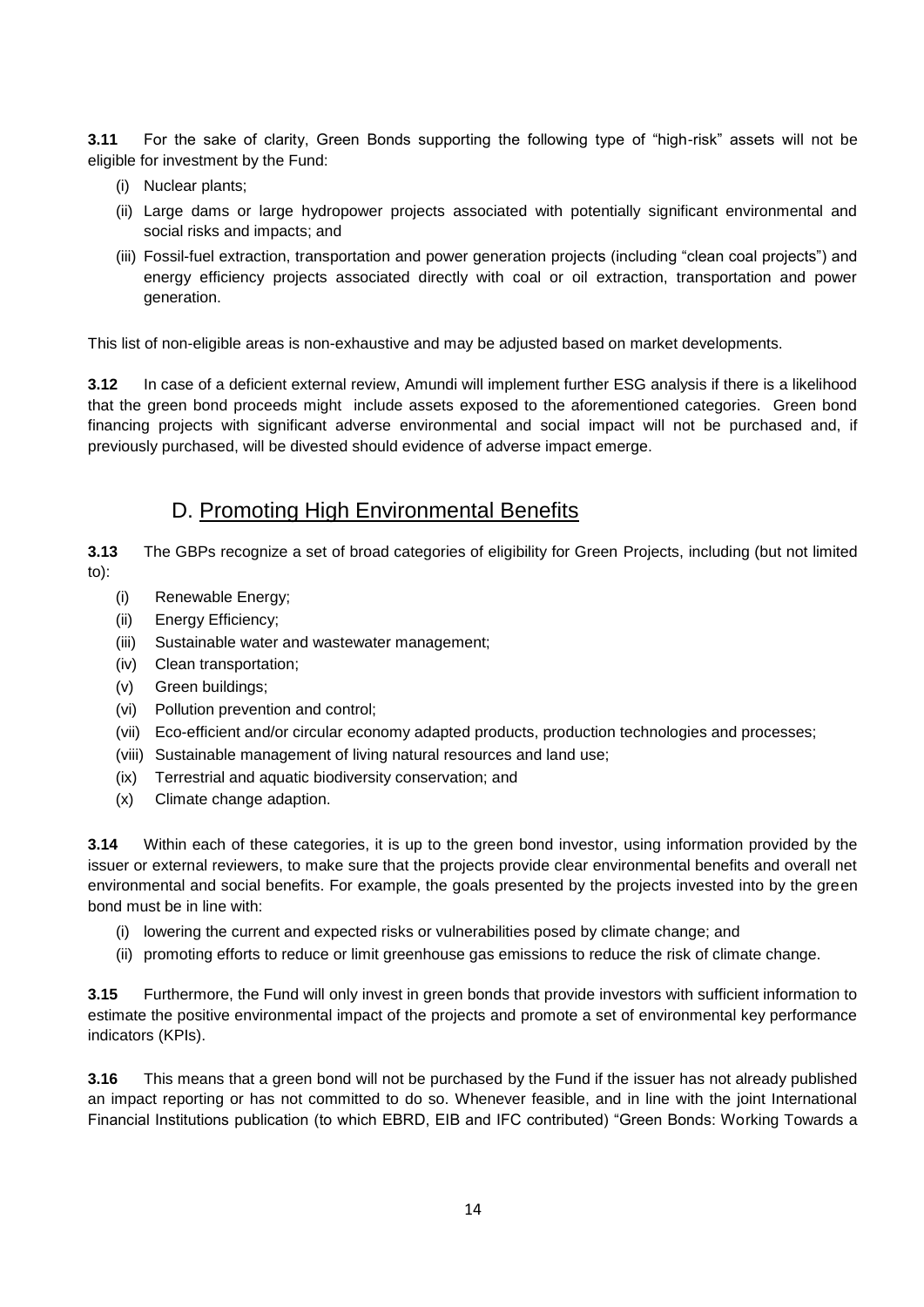**3.11** For the sake of clarity, Green Bonds supporting the following type of "high-risk" assets will not be eligible for investment by the Fund:

(i) Nuclear plants;

(ii) Large dams or large hydropower projects associated with potentially significant environmental and social risks and impacts; and

(iii) Fossil-fuel extraction, transportation and power generation projects (including "clean coal projects") and energy efficiency projects associated directly with coal or oil extraction, transportation and power generation.

This list of non-eligible areas is non-exhaustive and may be adjusted based on market developments.

**3.12** In case of a deficient external review, Amundi will implement further ESG analysis if there is a likelihood that the green bond proceeds might include assets exposed to the aforementioned categories. Green bond financing projects with significant adverse environmental and social impact will not be purchased and, if previously purchased, will be divested should evidence of adverse impact emerge.

## D. Promoting High Environmental Benefits

**3.13** The GBPs recognize a set of broad categories of eligibility for Green Projects, including (but not limited to):

(i) Renewable Energy;

(ii) Energy Efficiency;

(iii) Sustainable water and wastewater management;

(iv) Clean transportation;

(v) Green buildings;

(vi) Pollution prevention and control;

(vii) Eco-efficient and/or circular economy adapted products, production technologies and processes;

(viii) Sustainable management of living natural resources and land use;

(ix) Terrestrial and aquatic biodiversity conservation; and

(x) Climate change adaption.

**3.14** Within each of these categories, it is up to the green bond investor, using information provided by the issuer or external reviewers, to make sure that the projects provide clear environmental benefits and overall net environmental and social benefits. For example, the goals presented by the projects invested into by the green bond must be in line with:

(i) lowering the current and expected risks or vulnerabilities posed by climate change; and

(ii) promoting efforts to reduce or limit greenhouse gas emissions to reduce the risk of climate change.

**3.15** Furthermore, the Fund will only invest in green bonds that provide investors with sufficient information to estimate the positive environmental impact of the projects and promote a set of environmental key performance indicators (KPIs).

**3.16** This means that a green bond will not be purchased by the Fund if the issuer has not already published an impact reporting or has not committed to do so. Whenever feasible, and in line with the joint International Financial Institutions publication (to which EBRD, EIB and IFC contributed) "Green Bonds: Working Towards a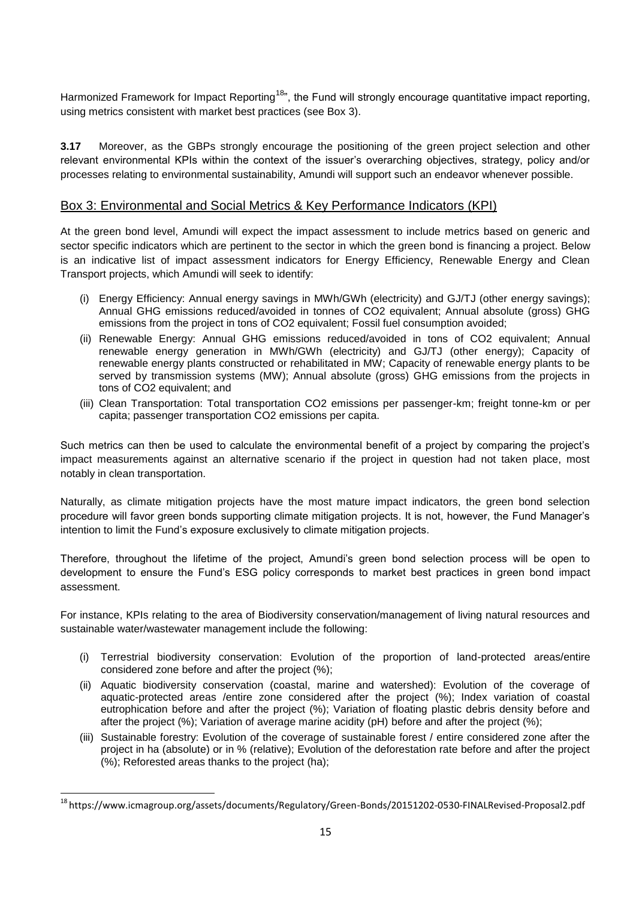Harmonized Framework for Impact Reporting[18]", the Fund will strongly encourage quantitative impact reporting, using metrics consistent with market best practices (see Box 3).

**3.17** Moreover, as the GBPs strongly encourage the positioning of the green project selection and other relevant environmental KPIs within the context of the issuer's overarching objectives, strategy, policy and/or processes relating to environmental sustainability, Amundi will support such an endeavor whenever possible.

## Box 3: Environmental and Social Metrics & Key Performance Indicators (KPI)

At the green bond level, Amundi will expect the impact assessment to include metrics based on generic and sector specific indicators which are pertinent to the sector in which the green bond is financing a project. Below is an indicative list of impact assessment indicators for Energy Efficiency, Renewable Energy and Clean Transport projects, which Amundi will seek to identify:

- (i) Energy Efficiency: Annual energy savings in MWh/GWh (electricity) and GJ/TJ (other energy savings); Annual GHG emissions reduced/avoided in tonnes of $CO_2$ equivalent; Annual absolute (gross) GHG emissions from the project in tons of $CO_2$ equivalent; Fossil fuel consumption avoided;
- (ii) Renewable Energy: Annual GHG emissions reduced/avoided in tons of $CO_2$ equivalent; Annual renewable energy generation in MWh/GWh (electricity) and GJ/TJ (other energy); Capacity of renewable energy plants constructed or rehabilitated in MW; Capacity of renewable energy plants to be served by transmission systems (MW); Annual absolute (gross) GHG emissions from the projects in tons of $CO_2$ equivalent; and
- (iii) Clean Transportation: Total transportation $CO_2$ emissions per passenger-km; freight tonne-km or per capita; passenger transportation $CO_2$ emissions per capita.

Such metrics can then be used to calculate the environmental benefit of a project by comparing the project's impact measurements against an alternative scenario if the project in question had not taken place, most notably in clean transportation.

Naturally, as climate mitigation projects have the most mature impact indicators, the green bond selection procedure will favor green bonds supporting climate mitigation projects. It is not, however, the Fund Manager's intention to limit the Fund's exposure exclusively to climate mitigation projects.

Therefore, throughout the lifetime of the project, Amundi's green bond selection process will be open to development to ensure the Fund's ESG policy corresponds to market best practices in green bond impact assessment.

For instance, KPIs relating to the area of Biodiversity conservation/management of living natural resources and sustainable water/wastewater management include the following:

- (i) Terrestrial biodiversity conservation: Evolution of the proportion of land-protected areas/entire considered zone before and after the project (%);
- (ii) Aquatic biodiversity conservation (coastal, marine and watershed): Evolution of the coverage of aquatic-protected areas /entire zone considered after the project (%); Index variation of coastal eutrophication before and after the project (%); Variation of floating plastic debris density before and after the project (%); Variation of average marine acidity (pH) before and after the project (%);
- (iii) Sustainable forestry: Evolution of the coverage of sustainable forest / entire considered zone after the project in ha (absolute) or in % (relative); Evolution of the deforestation rate before and after the project (%); Reforested areas thanks to the project (ha);

[18] https://www.icmagroup.org/assets/documents/Regulatory/Green-Bonds/20151202-0530-FINALRevised-Proposal2.pdf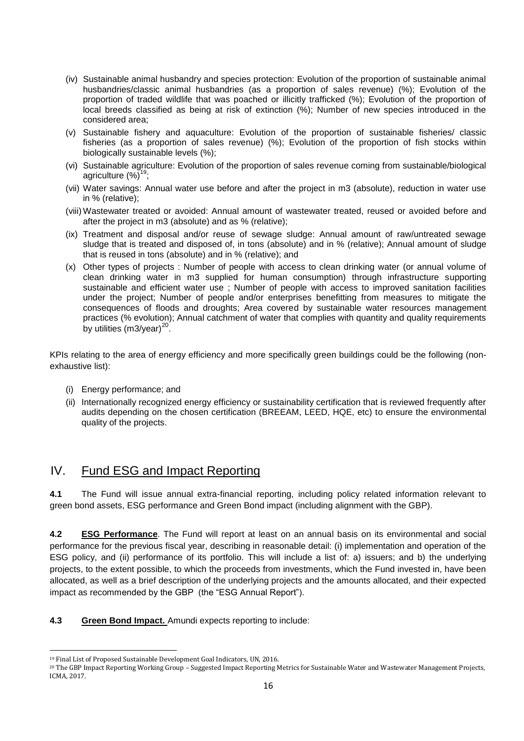(iv) Sustainable animal husbandry and species protection: Evolution of the proportion of sustainable animal husbandries/classic animal husbandries (as a proportion of sales revenue) (%); Evolution of the proportion of traded wildlife that was poached or illicitly trafficked (%); Evolution of the proportion of local breeds classified as being at risk of extinction (%); Number of new species introduced in the considered area;

(v) Sustainable fishery and aquaculture: Evolution of the proportion of sustainable fisheries/ classic fisheries (as a proportion of sales revenue) (%); Evolution of the proportion of fish stocks within biologically sustainable levels (%);

(vi) Sustainable agriculture: Evolution of the proportion of sales revenue coming from sustainable/biological agriculture (%)[19];

(vii) Water savings: Annual water use before and after the project in m3 (absolute), reduction in water use in % (relative);

(viii) Wastewater treated or avoided: Annual amount of wastewater treated, reused or avoided before and after the project in m3 (absolute) and as % (relative);

(ix) Treatment and disposal and/or reuse of sewage sludge: Annual amount of raw/untreated sewage sludge that is treated and disposed of, in tons (absolute) and in % (relative); Annual amount of sludge that is reused in tons (absolute) and in % (relative); and

(x) Other types of projects : Number of people with access to clean drinking water (or annual volume of clean drinking water in m3 supplied for human consumption) through infrastructure supporting sustainable and efficient water use ; Number of people with access to improved sanitation facilities under the project; Number of people and/or enterprises benefitting from measures to mitigate the consequences of floods and droughts; Area covered by sustainable water resources management practices (% evolution); Annual catchment of water that complies with quantity and quality requirements by utilities (m3/year)[20].

KPIs relating to the area of energy efficiency and more specifically green buildings could be the following (non-exhaustive list):

(i) Energy performance; and

(ii) Internationally recognized energy efficiency or sustainability certification that is reviewed frequently after audits depending on the chosen certification (BREEAM, LEED, HQE, etc) to ensure the environmental quality of the projects.

## IV. Fund ESG and Impact Reporting

**4.1** The Fund will issue annual extra-financial reporting, including policy related information relevant to green bond assets, ESG performance and Green Bond impact (including alignment with the GBP).

**4.2** **ESG Performance**. The Fund will report at least on an annual basis on its environmental and social performance for the previous fiscal year, describing in reasonable detail: (i) implementation and operation of the ESG policy, and (ii) performance of its portfolio. This will include a list of: a) issuers; and b) the underlying projects, to the extent possible, to which the proceeds from investments, which the Fund invested in, have been allocated, as well as a brief description of the underlying projects and the amounts allocated, and their expected impact as recommended by the GBP (the "ESG Annual Report").

**4.3** **Green Bond Impact.** Amundi expects reporting to include:

---

[19] Final List of Proposed Sustainable Development Goal Indicators, UN, 2016.

[20] The GBP Impact Reporting Working Group – Suggested Impact Reporting Metrics for Sustainable Water and Wastewater Management Projects, ICMA, 2017.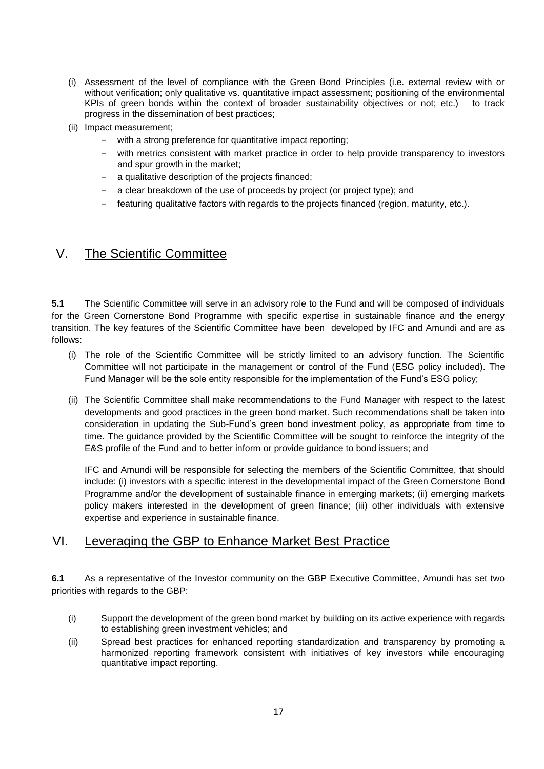(i) Assessment of the level of compliance with the Green Bond Principles (i.e. external review with or without verification; only qualitative vs. quantitative impact assessment; positioning of the environmental KPIs of green bonds within the context of broader sustainability objectives or not; etc.) to track progress in the dissemination of best practices;

(ii) Impact measurement;

- with a strong preference for quantitative impact reporting;
- with metrics consistent with market practice in order to help provide transparency to investors and spur growth in the market;
- a qualitative description of the projects financed;
- a clear breakdown of the use of proceeds by project (or project type); and
- featuring qualitative factors with regards to the projects financed (region, maturity, etc.).

## V. The Scientific Committee

**5.1** The Scientific Committee will serve in an advisory role to the Fund and will be composed of individuals for the Green Cornerstone Bond Programme with specific expertise in sustainable finance and the energy transition. The key features of the Scientific Committee have been developed by IFC and Amundi and are as follows:

(i) The role of the Scientific Committee will be strictly limited to an advisory function. The Scientific Committee will not participate in the management or control of the Fund (ESG policy included). The Fund Manager will be the sole entity responsible for the implementation of the Fund's ESG policy;

(ii) The Scientific Committee shall make recommendations to the Fund Manager with respect to the latest developments and good practices in the green bond market. Such recommendations shall be taken into consideration in updating the Sub-Fund's green bond investment policy, as appropriate from time to time. The guidance provided by the Scientific Committee will be sought to reinforce the integrity of the E&S profile of the Fund and to better inform or provide guidance to bond issuers; and

IFC and Amundi will be responsible for selecting the members of the Scientific Committee, that should include: (i) investors with a specific interest in the developmental impact of the Green Cornerstone Bond Programme and/or the development of sustainable finance in emerging markets; (ii) emerging markets policy makers interested in the development of green finance; (iii) other individuals with extensive expertise and experience in sustainable finance.

## VI. Leveraging the GBP to Enhance Market Best Practice

**6.1** As a representative of the Investor community on the GBP Executive Committee, Amundi has set two priorities with regards to the GBP:

(i) Support the development of the green bond market by building on its active experience with regards to establishing green investment vehicles; and

(ii) Spread best practices for enhanced reporting standardization and transparency by promoting a harmonized reporting framework consistent with initiatives of key investors while encouraging quantitative impact reporting.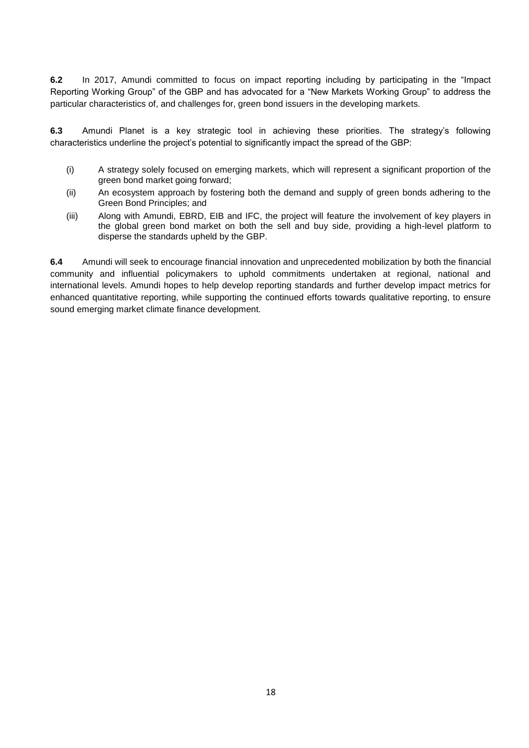**6.2** In 2017, Amundi committed to focus on impact reporting including by participating in the "Impact Reporting Working Group" of the GBP and has advocated for a "New Markets Working Group" to address the particular characteristics of, and challenges for, green bond issuers in the developing markets.

**6.3** Amundi Planet is a key strategic tool in achieving these priorities. The strategy's following characteristics underline the project's potential to significantly impact the spread of the GBP:

(i) A strategy solely focused on emerging markets, which will represent a significant proportion of the green bond market going forward;

(ii) An ecosystem approach by fostering both the demand and supply of green bonds adhering to the Green Bond Principles; and

(iii) Along with Amundi, EBRD, EIB and IFC, the project will feature the involvement of key players in the global green bond market on both the sell and buy side, providing a high-level platform to disperse the standards upheld by the GBP.

**6.4** Amundi will seek to encourage financial innovation and unprecedented mobilization by both the financial community and influential policymakers to uphold commitments undertaken at regional, national and international levels. Amundi hopes to help develop reporting standards and further develop impact metrics for enhanced quantitative reporting, while supporting the continued efforts towards qualitative reporting, to ensure sound emerging market climate finance development.